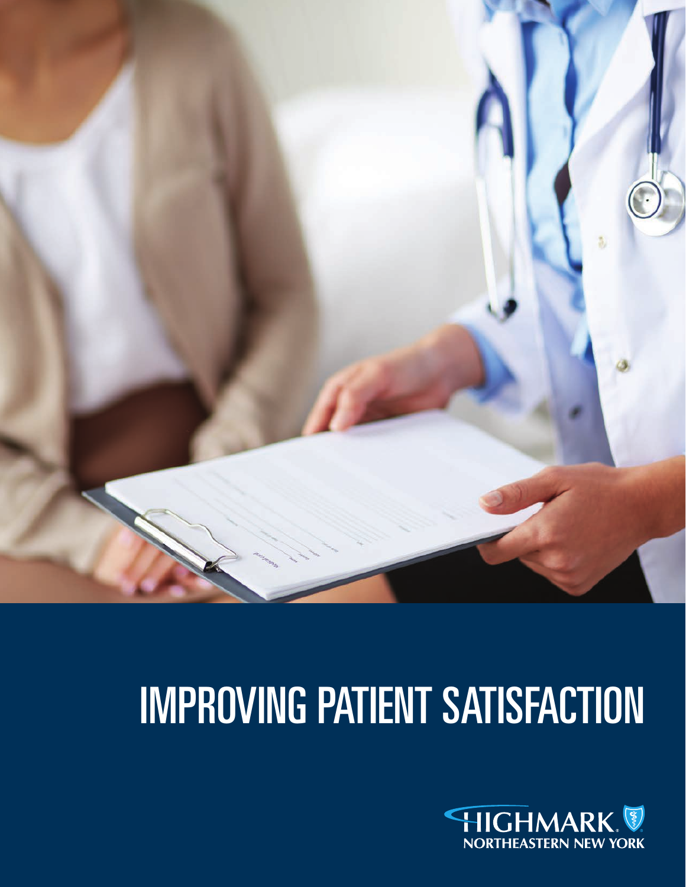# IMPROVING PATIENT SATISFACTION

HIGHMARK NORTHEASTERN NEW YORK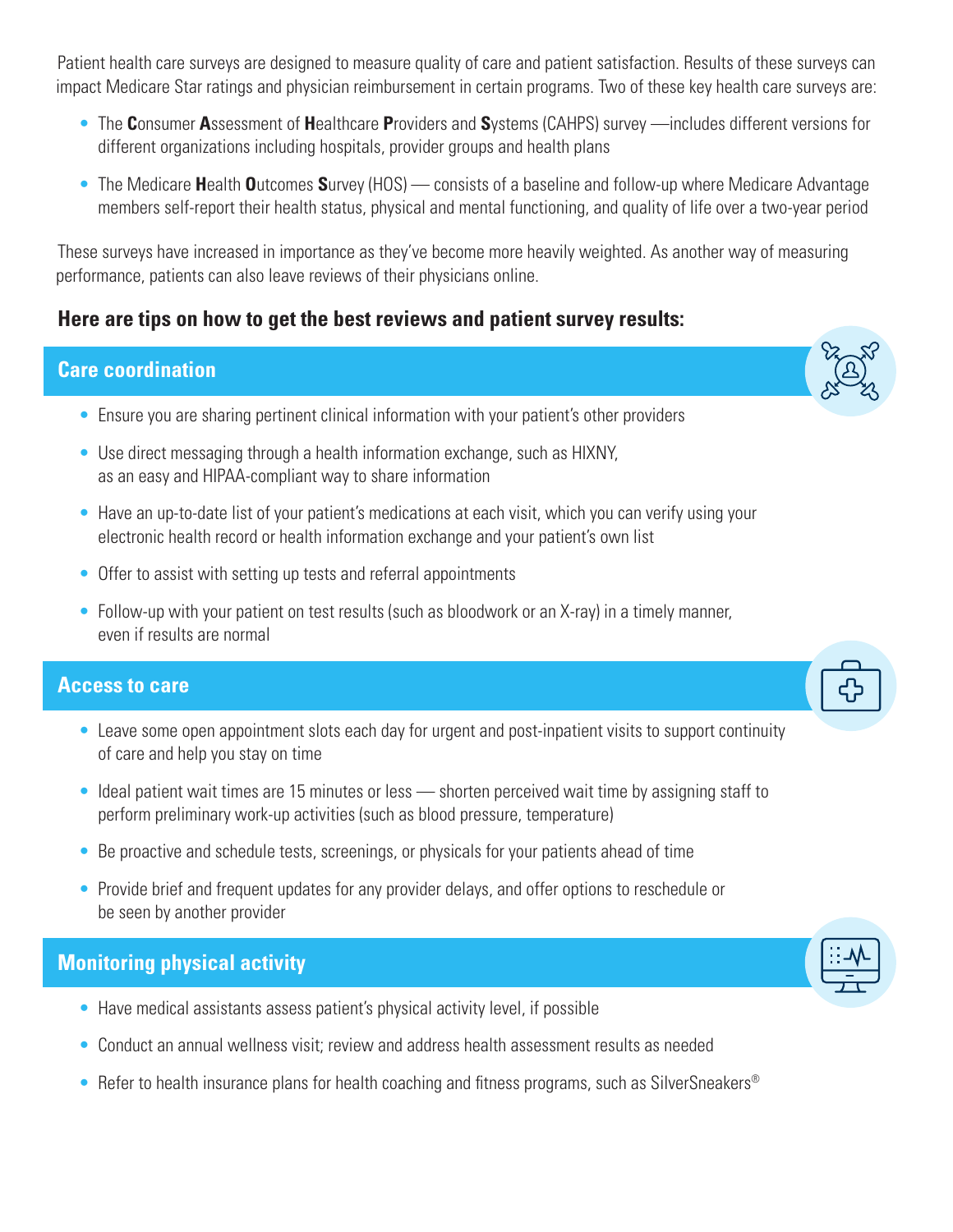Patient health care surveys are designed to measure quality of care and patient satisfaction. Results of these surveys can impact Medicare Star ratings and physician reimbursement in certain programs. Two of these key health care surveys are:

- The **C**onsumer **A**ssessment of **H**ealthcare **P**roviders and **S**ystems (CAHPS) survey —includes different versions for different organizations including hospitals, provider groups and health plans
- The Medicare **H**ealth **O**utcomes **S**urvey (HOS) — consists of a baseline and follow-up where Medicare Advantage members self-report their health status, physical and mental functioning, and quality of life over a two-year period

These surveys have increased in importance as they've become more heavily weighted. As another way of measuring performance, patients can also leave reviews of their physicians online.

**Here are tips on how to get the best reviews and patient survey results:**

## Care coordination

- Ensure you are sharing pertinent clinical information with your patient's other providers
- Use direct messaging through a health information exchange, such as HIXNY, as an easy and HIPAA-compliant way to share information
- Have an up-to-date list of your patient's medications at each visit, which you can verify using your electronic health record or health information exchange and your patient's own list
- Offer to assist with setting up tests and referral appointments
- Follow-up with your patient on test results (such as bloodwork or an X-ray) in a timely manner, even if results are normal

## Access to care

- Leave some open appointment slots each day for urgent and post-inpatient visits to support continuity of care and help you stay on time
- Ideal patient wait times are 15 minutes or less — shorten perceived wait time by assigning staff to perform preliminary work-up activities (such as blood pressure, temperature)
- Be proactive and schedule tests, screenings, or physicals for your patients ahead of time
- Provide brief and frequent updates for any provider delays, and offer options to reschedule or be seen by another provider

## Monitoring physical activity

- Have medical assistants assess patient's physical activity level, if possible
- Conduct an annual wellness visit; review and address health assessment results as needed
- Refer to health insurance plans for health coaching and fitness programs, such as SilverSneakers®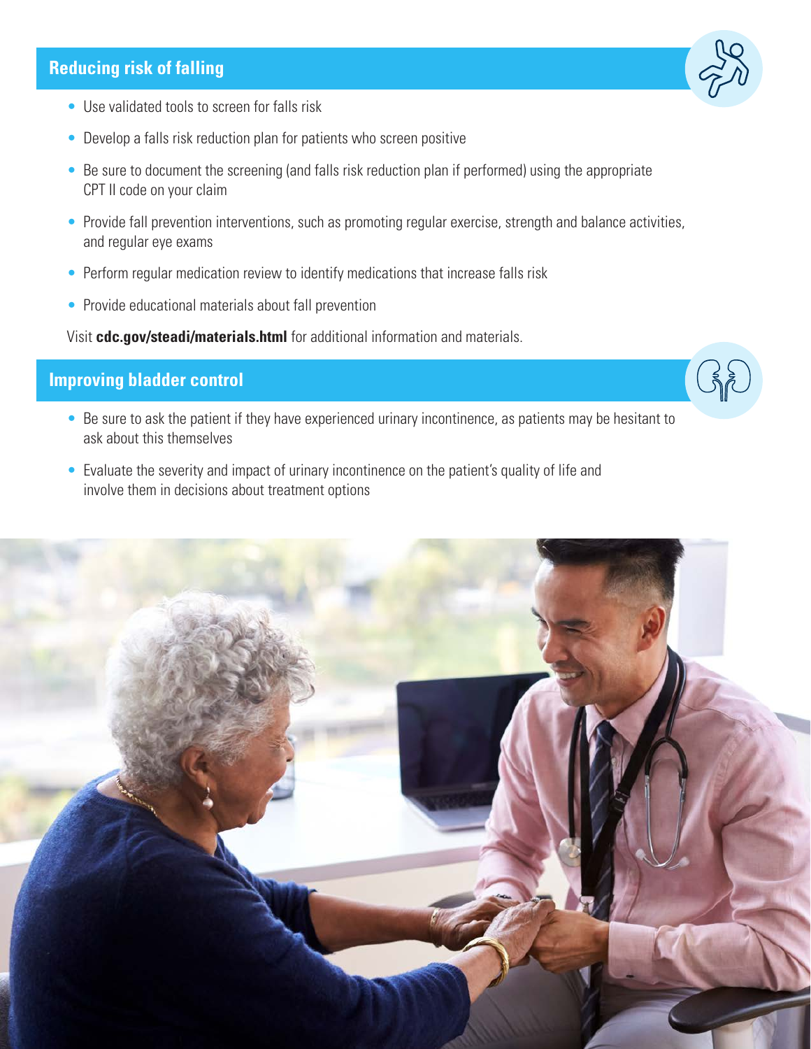## Reducing risk of falling

- Use validated tools to screen for falls risk
- Develop a falls risk reduction plan for patients who screen positive
- Be sure to document the screening (and falls risk reduction plan if performed) using the appropriate CPT II code on your claim
- Provide fall prevention interventions, such as promoting regular exercise, strength and balance activities, and regular eye exams
- Perform regular medication review to identify medications that increase falls risk
- Provide educational materials about fall prevention

Visit **cdc.gov/steadi/materials.html** for additional information and materials.

## Improving bladder control

- Be sure to ask the patient if they have experienced urinary incontinence, as patients may be hesitant to ask about this themselves
- Evaluate the severity and impact of urinary incontinence on the patient's quality of life and involve them in decisions about treatment options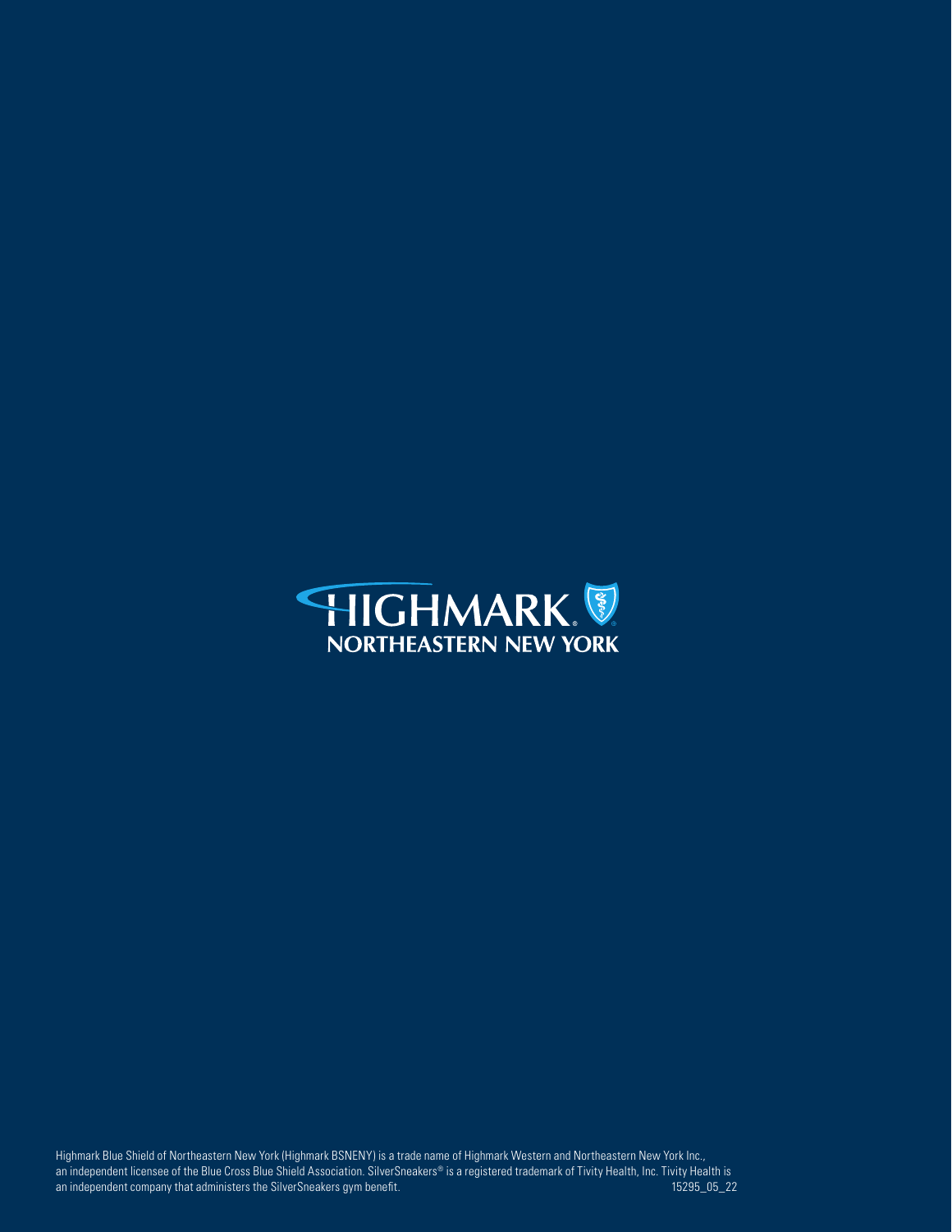HIGHMARK®

NORTHEASTERN NEW YORK

Highmark Blue Shield of Northeastern New York (Highmark BSNENY) is a trade name of Highmark Western and Northeastern New York Inc., an independent licensee of the Blue Cross Blue Shield Association. SilverSneakers® is a registered trademark of Tivity Health, Inc. Tivity Health is an independent company that administers the SilverSneakers gym benefit. 15295_05_22